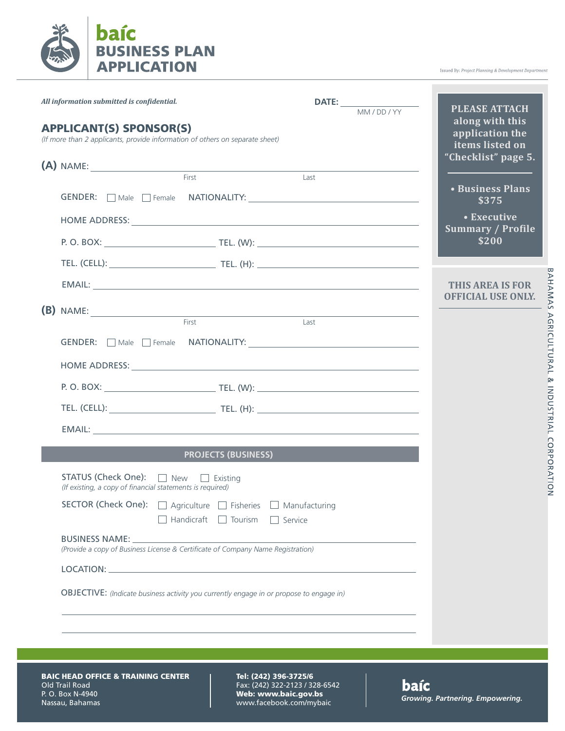# baíc BUSINESS PLAN APPLICATION

Issued By: *Project Planning & Development Department*

*All information submitted is confidential.*

**DATE:** ____________
MM / DD / YY

## APPLICANT(S) SPONSOR(S)

*(If more than 2 applicants, provide information of others on separate sheet)*

**(A)** NAME: ____________________ ____________________
First Last

GENDER: ☐ Male ☐ Female NATIONALITY: ____________________

HOME ADDRESS: ____________________

P. O. BOX: ____________ TEL. (W): ____________

TEL. (CELL): ____________ TEL. (H): ____________

EMAIL: ____________________

**(B)** NAME: ____________________ ____________________
First Last

GENDER: ☐ Male ☐ Female NATIONALITY: ____________________

HOME ADDRESS: ____________________

P. O. BOX: ____________ TEL. (W): ____________

TEL. (CELL): ____________ TEL. (H): ____________

EMAIL: ____________________

## PROJECTS (BUSINESS)

STATUS (Check One): ☐ New ☐ Existing
*(If existing, a copy of financial statements is required)*

SECTOR (Check One): ☐ Agriculture ☐ Fisheries ☐ Manufacturing ☐ Handicraft ☐ Tourism ☐ Service

BUSINESS NAME: ____________________
*(Provide a copy of Business License & Certificate of Company Name Registration)*

LOCATION: ____________________

OBJECTIVE: *(Indicate business activity you currently engage in or propose to engage in)*

____________________

____________________

**PLEASE ATTACH along with this application the items listed on "Checklist" page 5.**

- **Business Plans $375**
- **Executive Summary / Profile $200**

**THIS AREA IS FOR OFFICIAL USE ONLY.**

BAHAMAS AGRICULTURAL & INDUSTRIAL CORPORATION

**BAIC HEAD OFFICE & TRAINING CENTER**
Old Trail Road
P. O. Box N-4940
Nassau, Bahamas

**Tel: (242) 396-3725/6**
Fax: (242) 322-2123 / 328-6542
**Web: www.baic.gov.bs**
www.facebook.com/mybaic

**baíc**
*Growing. Partnering. Empowering.*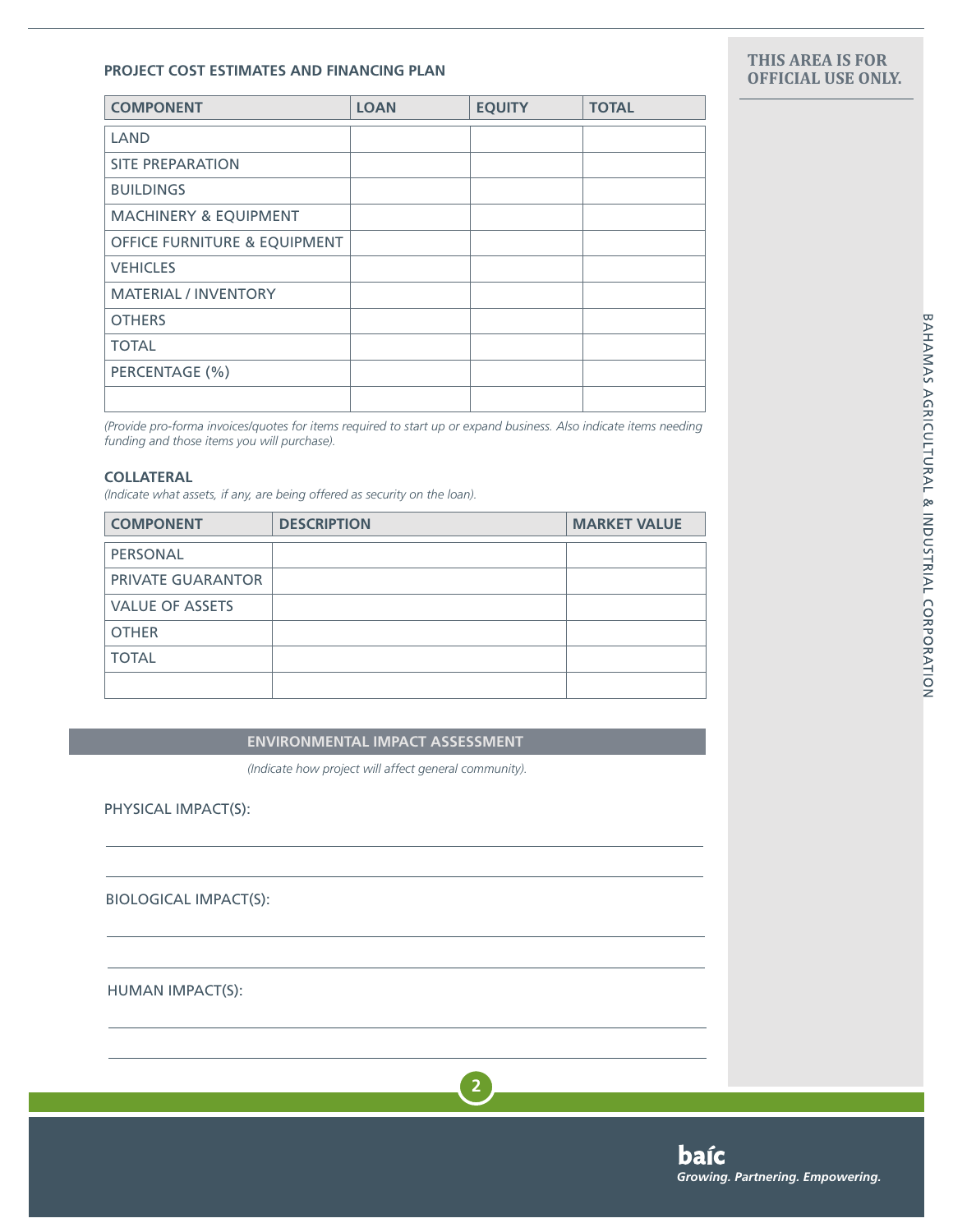THIS AREA IS FOR OFFICIAL USE ONLY.

### PROJECT COST ESTIMATES AND FINANCING PLAN

| COMPONENT | LOAN | EQUITY | TOTAL |
|---|---|---|---|
| LAND | | | |
| SITE PREPARATION | | | |
| BUILDINGS | | | |
| MACHINERY & EQUIPMENT | | | |
| OFFICE FURNITURE & EQUIPMENT | | | |
| VEHICLES | | | |
| MATERIAL / INVENTORY | | | |
| OTHERS | | | |
| TOTAL | | | |
| PERCENTAGE (%) | | | |
| | | | |

*(Provide pro-forma invoices/quotes for items required to start up or expand business. Also indicate items needing funding and those items you will purchase).*

### COLLATERAL

*(Indicate what assets, if any, are being offered as security on the loan).*

| COMPONENT | DESCRIPTION | MARKET VALUE |
|---|---|---|
| PERSONAL | | |
| PRIVATE GUARANTOR | | |
| VALUE OF ASSETS | | |
| OTHER | | |
| TOTAL | | |
| | | |

## ENVIRONMENTAL IMPACT ASSESSMENT

*(Indicate how project will affect general community).*

PHYSICAL IMPACT(S):

______________________________________________

______________________________________________

BIOLOGICAL IMPACT(S):

______________________________________________

______________________________________________

HUMAN IMPACT(S):

______________________________________________

______________________________________________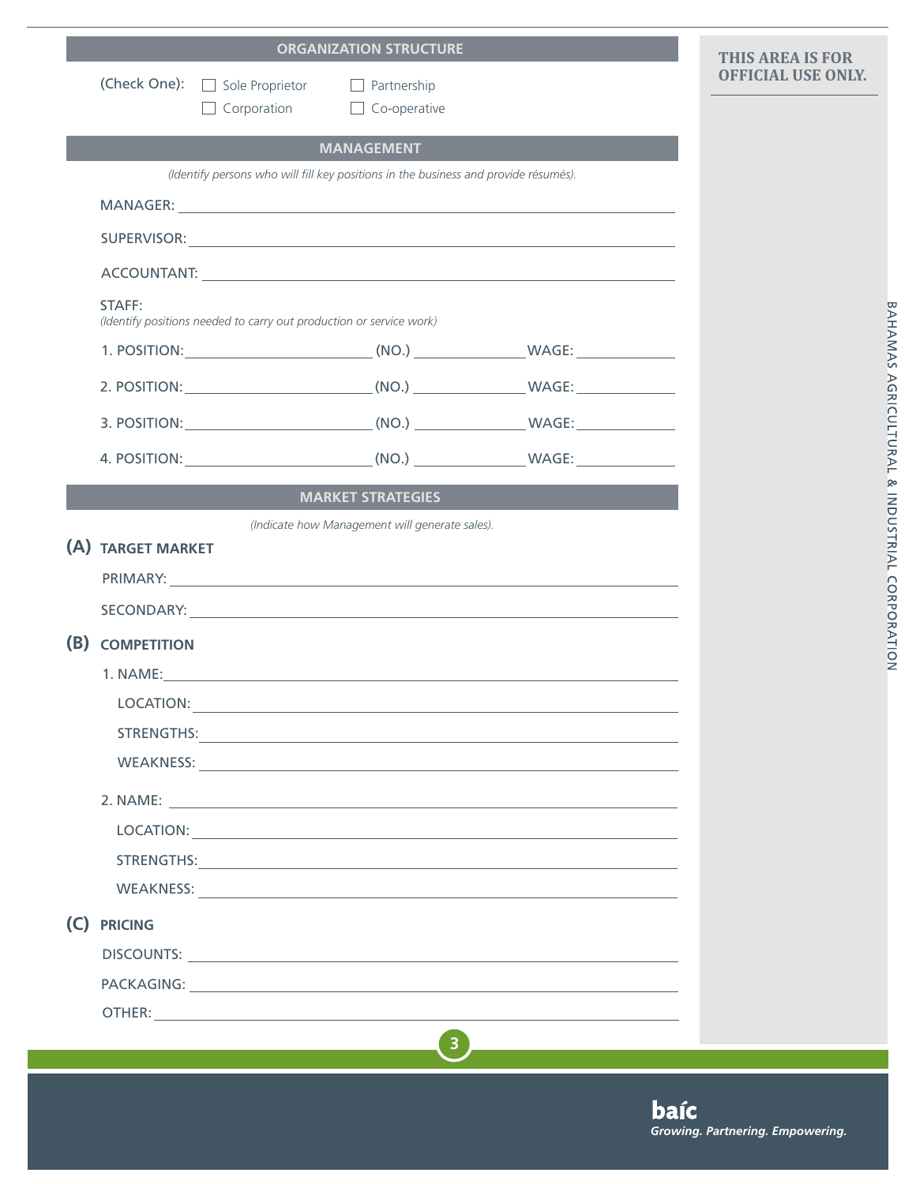## ORGANIZATION STRUCTURE

(Check One): ☐ Sole Proprietor ☐ Partnership ☐ Corporation ☐ Co-operative

**THIS AREA IS FOR OFFICIAL USE ONLY.**

## MANAGEMENT

*(Identify persons who will fill key positions in the business and provide résumés).*

MANAGER: \_\_\_\_\_\_\_\_\_\_\_\_\_\_\_\_\_\_\_\_\_\_\_\_\_\_\_\_\_\_\_\_\_\_\_\_\_\_\_\_

SUPERVISOR: \_\_\_\_\_\_\_\_\_\_\_\_\_\_\_\_\_\_\_\_\_\_\_\_\_\_\_\_\_\_\_\_\_\_\_\_\_\_\_\_

ACCOUNTANT: \_\_\_\_\_\_\_\_\_\_\_\_\_\_\_\_\_\_\_\_\_\_\_\_\_\_\_\_\_\_\_\_\_\_\_\_\_\_\_\_

STAFF:
*(Identify positions needed to carry out production or service work)*

1. POSITION: \_\_\_\_\_\_\_\_\_\_\_\_\_\_\_\_ (NO.) \_\_\_\_\_\_\_\_\_\_ WAGE: \_\_\_\_\_\_\_\_\_\_
2. POSITION: \_\_\_\_\_\_\_\_\_\_\_\_\_\_\_\_ (NO.) \_\_\_\_\_\_\_\_\_\_ WAGE: \_\_\_\_\_\_\_\_\_\_
3. POSITION: \_\_\_\_\_\_\_\_\_\_\_\_\_\_\_\_ (NO.) \_\_\_\_\_\_\_\_\_\_ WAGE: \_\_\_\_\_\_\_\_\_\_
4. POSITION: \_\_\_\_\_\_\_\_\_\_\_\_\_\_\_\_ (NO.) \_\_\_\_\_\_\_\_\_\_ WAGE: \_\_\_\_\_\_\_\_\_\_

## MARKET STRATEGIES

*(Indicate how Management will generate sales).*

### (A) TARGET MARKET

PRIMARY: \_\_\_\_\_\_\_\_\_\_\_\_\_\_\_\_\_\_\_\_\_\_\_\_\_\_\_\_\_\_\_\_\_\_\_\_\_\_\_\_

SECONDARY: \_\_\_\_\_\_\_\_\_\_\_\_\_\_\_\_\_\_\_\_\_\_\_\_\_\_\_\_\_\_\_\_\_\_\_\_\_\_\_\_

### (B) COMPETITION

1. NAME: \_\_\_\_\_\_\_\_\_\_\_\_\_\_\_\_\_\_\_\_\_\_\_\_\_\_\_\_\_\_\_\_\_\_\_\_\_\_\_\_

   LOCATION: \_\_\_\_\_\_\_\_\_\_\_\_\_\_\_\_\_\_\_\_\_\_\_\_\_\_\_\_\_\_\_\_\_\_\_\_\_\_\_\_

   STRENGTHS: \_\_\_\_\_\_\_\_\_\_\_\_\_\_\_\_\_\_\_\_\_\_\_\_\_\_\_\_\_\_\_\_\_\_\_\_\_\_\_\_

   WEAKNESS: \_\_\_\_\_\_\_\_\_\_\_\_\_\_\_\_\_\_\_\_\_\_\_\_\_\_\_\_\_\_\_\_\_\_\_\_\_\_\_\_

2. NAME: \_\_\_\_\_\_\_\_\_\_\_\_\_\_\_\_\_\_\_\_\_\_\_\_\_\_\_\_\_\_\_\_\_\_\_\_\_\_\_\_

   LOCATION: \_\_\_\_\_\_\_\_\_\_\_\_\_\_\_\_\_\_\_\_\_\_\_\_\_\_\_\_\_\_\_\_\_\_\_\_\_\_\_\_

   STRENGTHS: \_\_\_\_\_\_\_\_\_\_\_\_\_\_\_\_\_\_\_\_\_\_\_\_\_\_\_\_\_\_\_\_\_\_\_\_\_\_\_\_

   WEAKNESS: \_\_\_\_\_\_\_\_\_\_\_\_\_\_\_\_\_\_\_\_\_\_\_\_\_\_\_\_\_\_\_\_\_\_\_\_\_\_\_\_

### (C) PRICING

DISCOUNTS: \_\_\_\_\_\_\_\_\_\_\_\_\_\_\_\_\_\_\_\_\_\_\_\_\_\_\_\_\_\_\_\_\_\_\_\_\_\_\_\_

PACKAGING: \_\_\_\_\_\_\_\_\_\_\_\_\_\_\_\_\_\_\_\_\_\_\_\_\_\_\_\_\_\_\_\_\_\_\_\_\_\_\_\_

OTHER: \_\_\_\_\_\_\_\_\_\_\_\_\_\_\_\_\_\_\_\_\_\_\_\_\_\_\_\_\_\_\_\_\_\_\_\_\_\_\_\_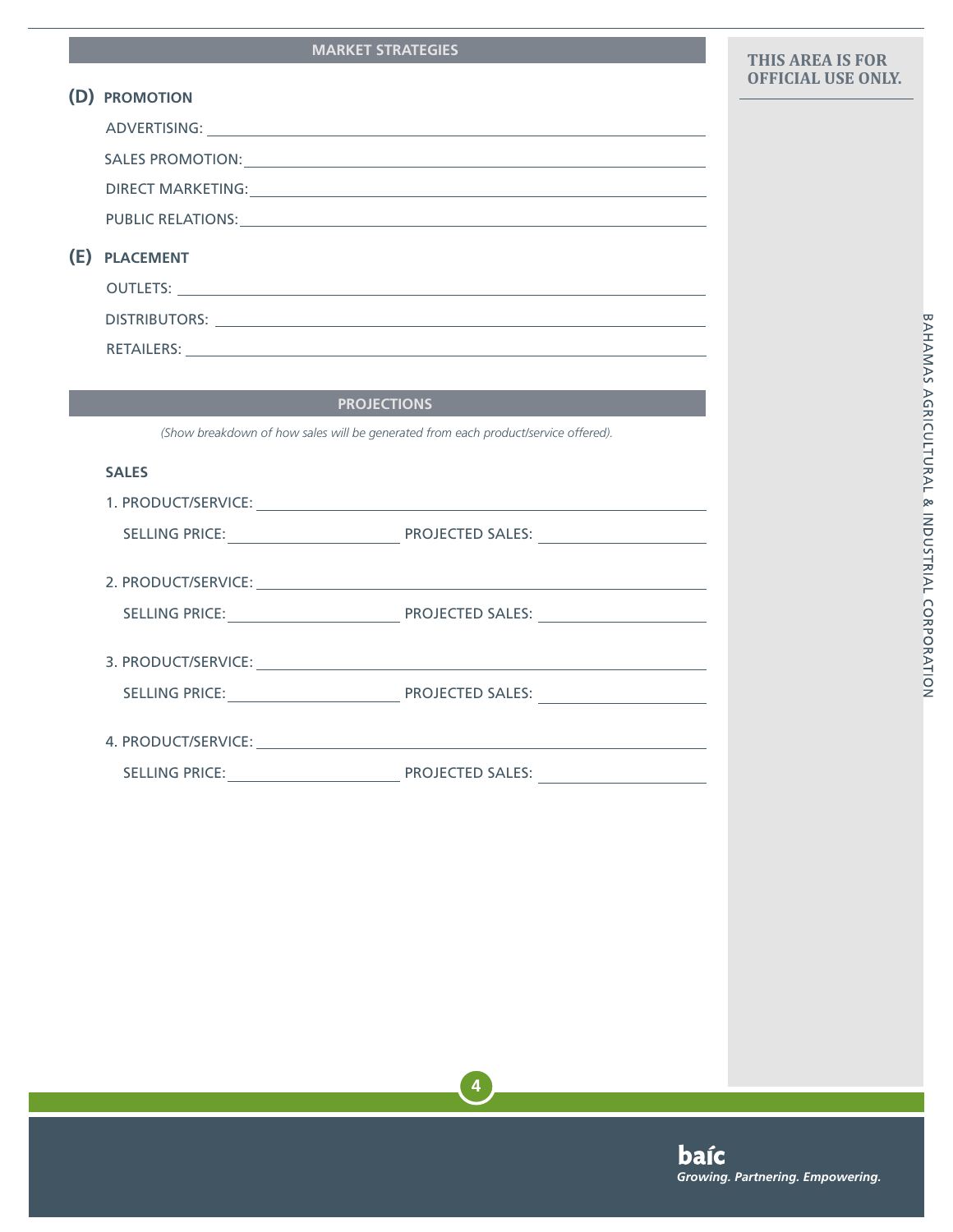## MARKET STRATEGIES

### (D) PROMOTION

ADVERTISING: ______________________________

SALES PROMOTION: ______________________________

DIRECT MARKETING: ______________________________

PUBLIC RELATIONS: ______________________________

### (E) PLACEMENT

OUTLETS: ______________________________

DISTRIBUTORS: ______________________________

RETAILERS: ______________________________

## PROJECTIONS

*(Show breakdown of how sales will be generated from each product/service offered).*

### SALES

1. PRODUCT/SERVICE: ______________________________

   SELLING PRICE: ______________ PROJECTED SALES: ______________

2. PRODUCT/SERVICE: ______________________________

   SELLING PRICE: ______________ PROJECTED SALES: ______________

3. PRODUCT/SERVICE: ______________________________

   SELLING PRICE: ______________ PROJECTED SALES: ______________

4. PRODUCT/SERVICE: ______________________________

   SELLING PRICE: ______________ PROJECTED SALES: ______________

**THIS AREA IS FOR OFFICIAL USE ONLY.**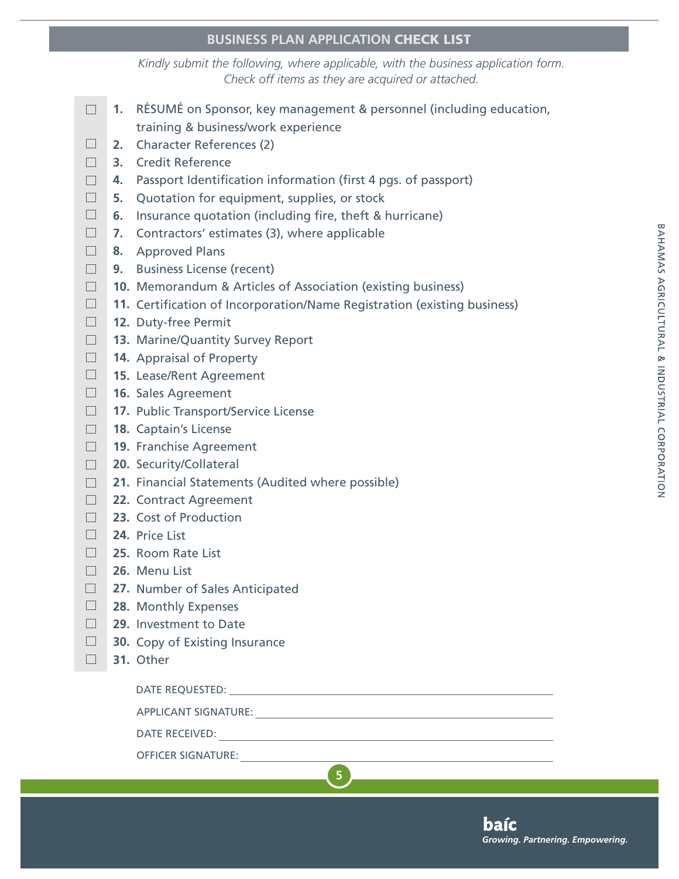## BUSINESS PLAN APPLICATION CHECK LIST

*Kindly submit the following, where applicable, with the business application form. Check off items as they are acquired or attached.*

- ☐ **1.** RÉSUMÉ on Sponsor, key management & personnel (including education, training & business/work experience
- ☐ **2.** Character References (2)
- ☐ **3.** Credit Reference
- ☐ **4.** Passport Identification information (first 4 pgs. of passport)
- ☐ **5.** Quotation for equipment, supplies, or stock
- ☐ **6.** Insurance quotation (including fire, theft & hurricane)
- ☐ **7.** Contractors' estimates (3), where applicable
- ☐ **8.** Approved Plans
- ☐ **9.** Business License (recent)
- ☐ **10.** Memorandum & Articles of Association (existing business)
- ☐ **11.** Certification of Incorporation/Name Registration (existing business)
- ☐ **12.** Duty-free Permit
- ☐ **13.** Marine/Quantity Survey Report
- ☐ **14.** Appraisal of Property
- ☐ **15.** Lease/Rent Agreement
- ☐ **16.** Sales Agreement
- ☐ **17.** Public Transport/Service License
- ☐ **18.** Captain's License
- ☐ **19.** Franchise Agreement
- ☐ **20.** Security/Collateral
- ☐ **21.** Financial Statements (Audited where possible)
- ☐ **22.** Contract Agreement
- ☐ **23.** Cost of Production
- ☐ **24.** Price List
- ☐ **25.** Room Rate List
- ☐ **26.** Menu List
- ☐ **27.** Number of Sales Anticipated
- ☐ **28.** Monthly Expenses
- ☐ **29.** Investment to Date
- ☐ **30.** Copy of Existing Insurance
- ☐ **31.** Other

DATE REQUESTED: ______________________________

APPLICANT SIGNATURE: ______________________________

DATE RECEIVED: ______________________________

OFFICER SIGNATURE: ______________________________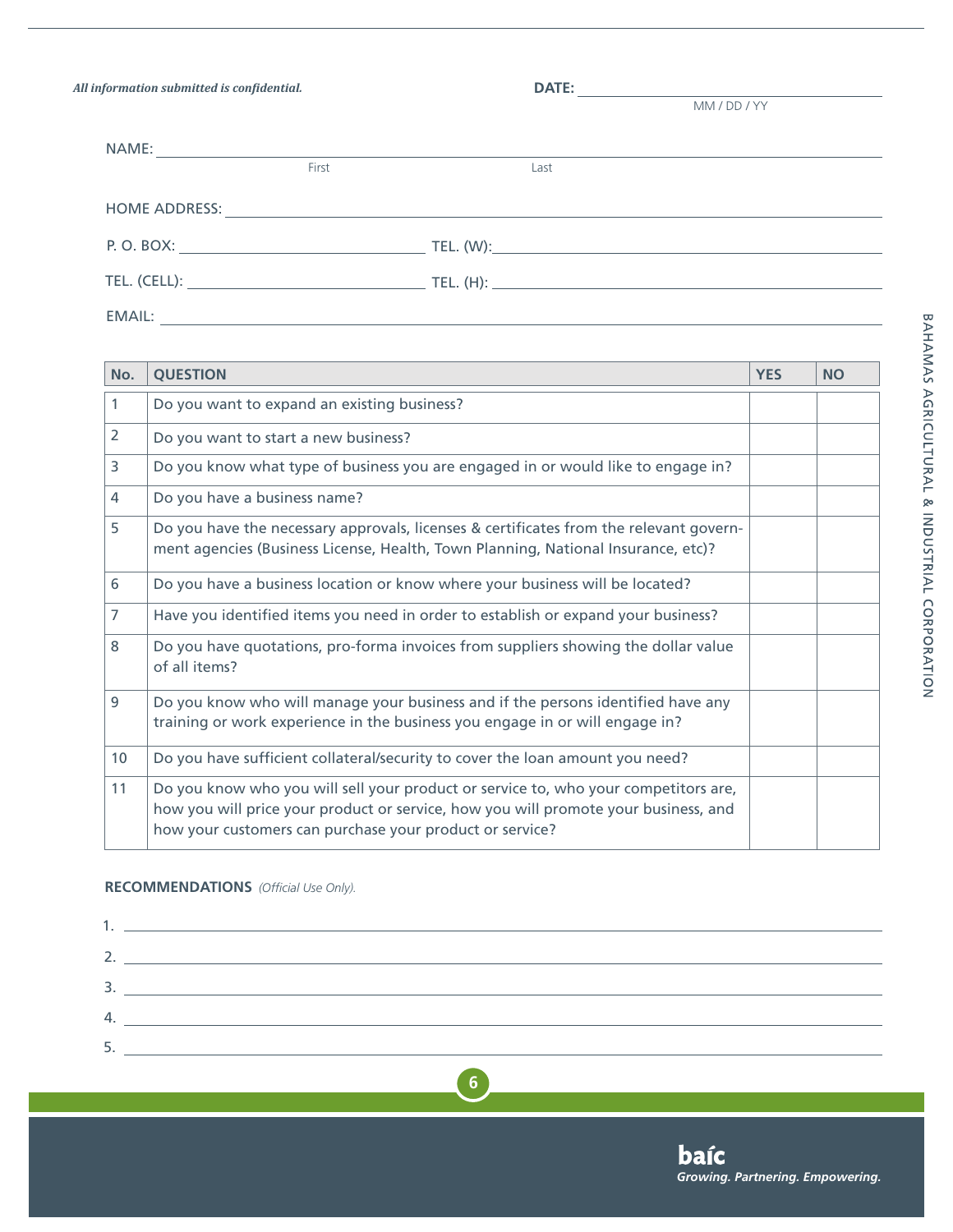*All information submitted is confidential.*

**DATE:** ______________________
MM / DD / YY

NAME: ______________________
First Last

HOME ADDRESS: ______________________

P. O. BOX: ______________________ TEL. (W): ______________________

TEL. (CELL): ______________________ TEL. (H): ______________________

EMAIL: ______________________

| No. | QUESTION | YES | NO |
|---|---|---|---|
| 1 | Do you want to expand an existing business? | | |
| 2 | Do you want to start a new business? | | |
| 3 | Do you know what type of business you are engaged in or would like to engage in? | | |
| 4 | Do you have a business name? | | |
| 5 | Do you have the necessary approvals, licenses & certificates from the relevant government agencies (Business License, Health, Town Planning, National Insurance, etc)? | | |
| 6 | Do you have a business location or know where your business will be located? | | |
| 7 | Have you identified items you need in order to establish or expand your business? | | |
| 8 | Do you have quotations, pro-forma invoices from suppliers showing the dollar value of all items? | | |
| 9 | Do you know who will manage your business and if the persons identified have any training or work experience in the business you engage in or will engage in? | | |
| 10 | Do you have sufficient collateral/security to cover the loan amount you need? | | |
| 11 | Do you know who you will sell your product or service to, who your competitors are, how you will price your product or service, how you will promote your business, and how your customers can purchase your product or service? | | |

**RECOMMENDATIONS** *(Official Use Only).*

1. ______________________
2. ______________________
3. ______________________
4. ______________________
5. ______________________

BAHAMAS AGRICULTURAL & INDUSTRIAL CORPORATION

**baíc**
***Growing. Partnering. Empowering.***